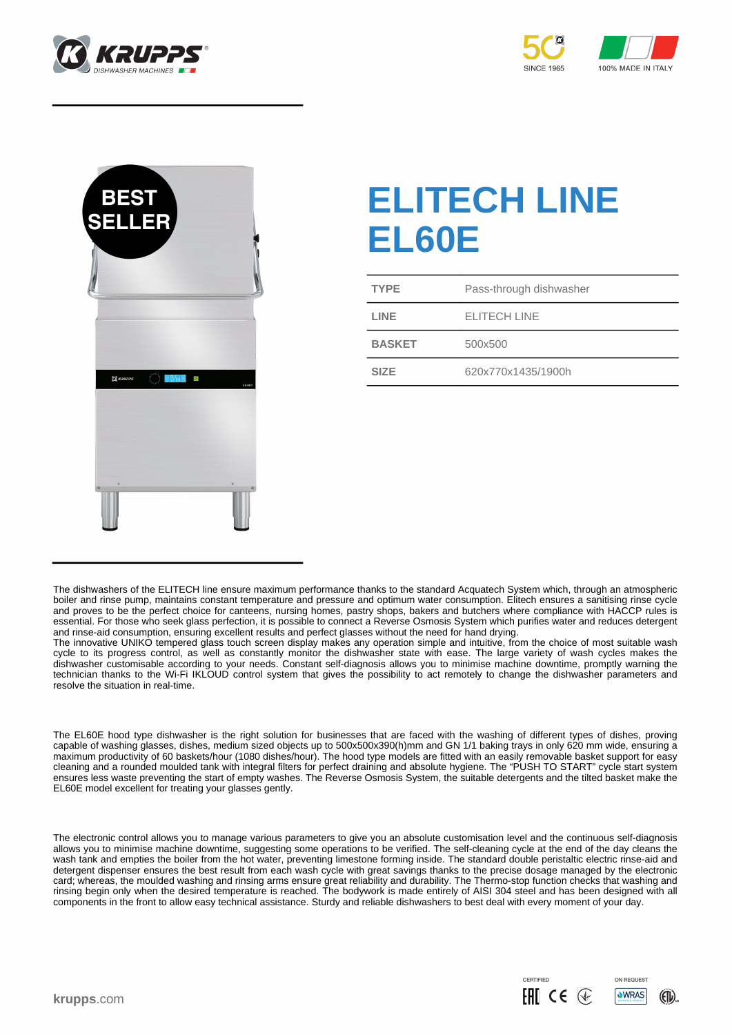# ELITECH LINE EL60E

| TYPE | Pass-through dishwasher |
| --- | --- |
| LINE | ELITECH LINE |
| BASKET | 500x500 |
| SIZE | 620x770x1435/1900h |

The dishwashers of the ELITECH line ensure maximum performance thanks to the standard Acquatech System which, through an atmospheric boiler and rinse pump, maintains constant temperature and pressure and optimum water consumption. Elitech ensures a sanitising rinse cycle and proves to be the perfect choice for canteens, nursing homes, pastry shops, bakers and butchers where compliance with HACCP rules is essential. For those who seek glass perfection, it is possible to connect a Reverse Osmosis System which purifies water and reduces detergent and rinse-aid consumption, ensuring excellent results and perfect glasses without the need for hand drying.
The innovative UNIKO tempered glass touch screen display makes any operation simple and intuitive, from the choice of most suitable wash cycle to its progress control, as well as constantly monitor the dishwasher state with ease. The large variety of wash cycles makes the dishwasher customisable according to your needs. Constant self-diagnosis allows you to minimise machine downtime, promptly warning the technician thanks to the Wi-Fi IKLOUD control system that gives the possibility to act remotely to change the dishwasher parameters and resolve the situation in real-time.

The EL60E hood type dishwasher is the right solution for businesses that are faced with the washing of different types of dishes, proving capable of washing glasses, dishes, medium sized objects up to 500x500x390(h)mm and GN 1/1 baking trays in only 620 mm wide, ensuring a maximum productivity of 60 baskets/hour (1080 dishes/hour). The hood type models are fitted with an easily removable basket support for easy cleaning and a rounded moulded tank with integral filters for perfect draining and absolute hygiene. The "PUSH TO START" cycle start system ensures less waste preventing the start of empty washes. The Reverse Osmosis System, the suitable detergents and the tilted basket make the EL60E model excellent for treating your glasses gently.

The electronic control allows you to manage various parameters to give you an absolute customisation level and the continuous self-diagnosis allows you to minimise machine downtime, suggesting some operations to be verified. The self-cleaning cycle at the end of the day cleans the wash tank and empties the boiler from the hot water, preventing limestone forming inside. The standard double peristaltic electric rinse-aid and detergent dispenser ensures the best result from each wash cycle with great savings thanks to the precise dosage managed by the electronic card; whereas, the moulded washing and rinsing arms ensure great reliability and durability. The Thermo-stop function checks that washing and rinsing begin only when the desired temperature is reached. The bodywork is made entirely of AISI 304 steel and has been designed with all components in the front to allow easy technical assistance. Sturdy and reliable dishwashers to best deal with every moment of your day.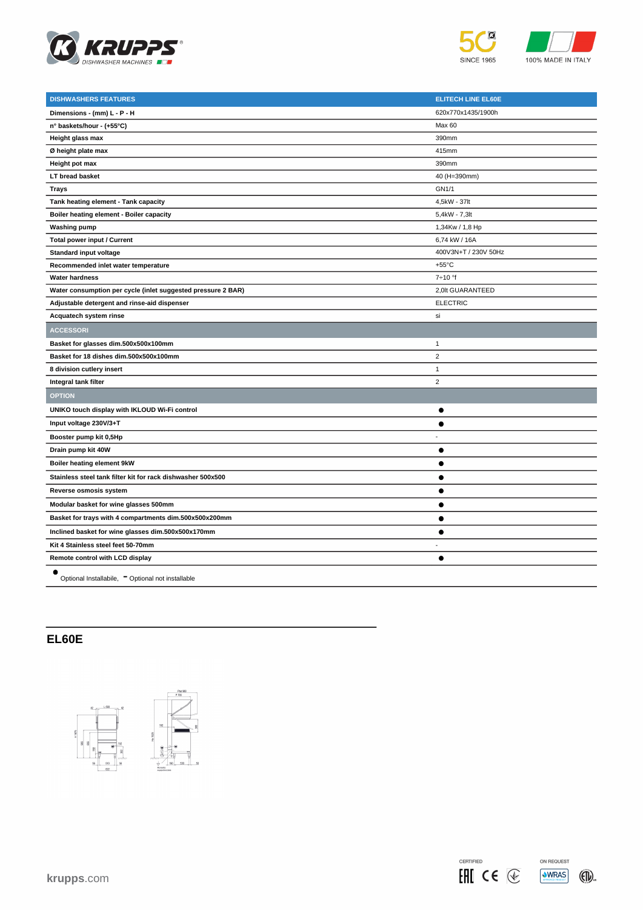| DISHWASHERS FEATURES | ELITECH LINE EL60E |
|---|---|
| Dimensions - (mm) L - P - H | 620x770x1435/1900h |
| n° baskets/hour - (+55°C) | Max 60 |
| Height glass max | 390mm |
| Ø height plate max | 415mm |
| Height pot max | 390mm |
| LT bread basket | 40 (H=390mm) |
| Trays | GN1/1 |
| Tank heating element - Tank capacity | 4,5kW - 37lt |
| Boiler heating element - Boiler capacity | 5,4kW - 7,3lt |
| Washing pump | 1,34Kw / 1,8 Hp |
| Total power input / Current | 6,74 kW / 16A |
| Standard input voltage | 400V3N+T / 230V 50Hz |
| Recommended inlet water temperature | +55°C |
| Water hardness | 7÷10 °f |
| Water consumption per cycle (inlet suggested pressure 2 BAR) | 2,0lt GUARANTEED |
| Adjustable detergent and rinse-aid dispenser | ELECTRIC |
| Acquatech system rinse | si |
| **ACCESSORI** | |
| Basket for glasses dim.500x500x100mm | 1 |
| Basket for 18 dishes dim.500x500x100mm | 2 |
| 8 division cutlery insert | 1 |
| Integral tank filter | 2 |
| **OPTION** | |
| UNIKO touch display with IKLOUD Wi-Fi control | ● |
| Input voltage 230V/3+T | ● |
| Booster pump kit 0,5Hp | - |
| Drain pump kit 40W | ● |
| Boiler heating element 9kW | ● |
| Stainless steel tank filter kit for rack dishwasher 500x500 | ● |
| Reverse osmosis system | ● |
| Modular basket for wine glasses 500mm | ● |
| Basket for trays with 4 compartments dim.500x500x200mm | ● |
| Inclined basket for wine glasses dim.500x500x170mm | ● |
| Kit 4 Stainless steel feet 50-70mm | - |
| Remote control with LCD display | ● |

● Optional Installabile, - Optional not installable

## EL60E

krupps.com